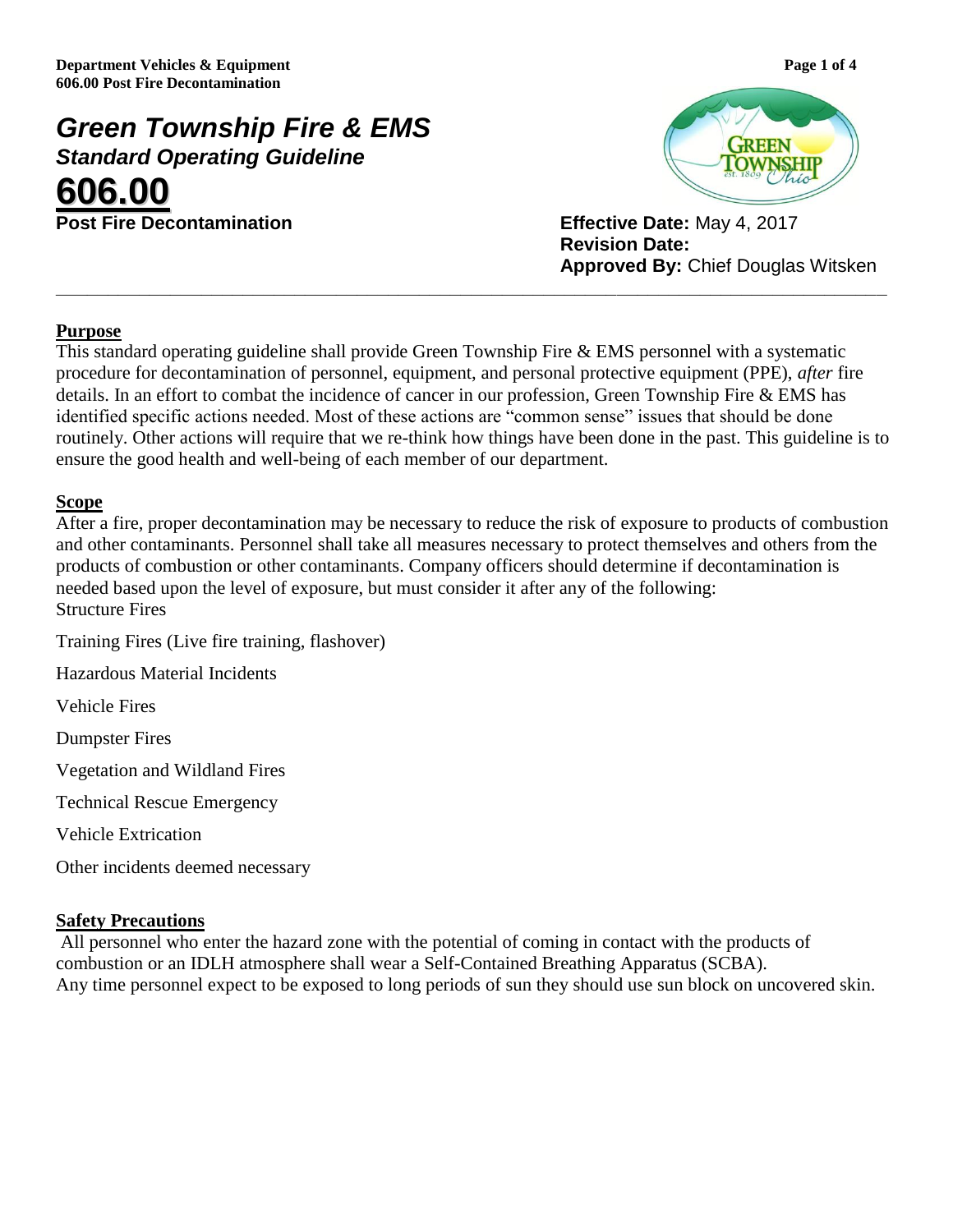# Green Township Fire & EMS

## *Standard Operating Guideline*

# 606.00

**Post Fire Decontamination**

**Effective Date:** May 4, 2017
**Revision Date:**
**Approved By:** Chief Douglas Witsken

---

## Purpose

This standard operating guideline shall provide Green Township Fire & EMS personnel with a systematic procedure for decontamination of personnel, equipment, and personal protective equipment (PPE), *after* fire details. In an effort to combat the incidence of cancer in our profession, Green Township Fire & EMS has identified specific actions needed. Most of these actions are "common sense" issues that should be done routinely. Other actions will require that we re-think how things have been done in the past. This guideline is to ensure the good health and well-being of each member of our department.

## Scope

After a fire, proper decontamination may be necessary to reduce the risk of exposure to products of combustion and other contaminants. Personnel shall take all measures necessary to protect themselves and others from the products of combustion or other contaminants. Company officers should determine if decontamination is needed based upon the level of exposure, but must consider it after any of the following:

Structure Fires

Training Fires (Live fire training, flashover)

Hazardous Material Incidents

Vehicle Fires

Dumpster Fires

Vegetation and Wildland Fires

Technical Rescue Emergency

Vehicle Extrication

Other incidents deemed necessary

## Safety Precautions

All personnel who enter the hazard zone with the potential of coming in contact with the products of combustion or an IDLH atmosphere shall wear a Self-Contained Breathing Apparatus (SCBA).
Any time personnel expect to be exposed to long periods of sun they should use sun block on uncovered skin.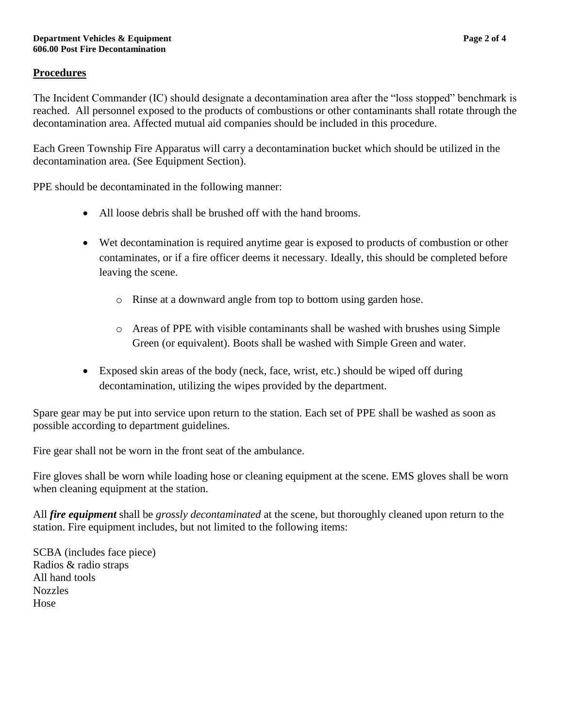## Procedures

The Incident Commander (IC) should designate a decontamination area after the "loss stopped" benchmark is reached. All personnel exposed to the products of combustions or other contaminants shall rotate through the decontamination area. Affected mutual aid companies should be included in this procedure.

Each Green Township Fire Apparatus will carry a decontamination bucket which should be utilized in the decontamination area. (See Equipment Section).

PPE should be decontaminated in the following manner:

- All loose debris shall be brushed off with the hand brooms.
- Wet decontamination is required anytime gear is exposed to products of combustion or other contaminates, or if a fire officer deems it necessary. Ideally, this should be completed before leaving the scene.
  - Rinse at a downward angle from top to bottom using garden hose.
  - Areas of PPE with visible contaminants shall be washed with brushes using Simple Green (or equivalent). Boots shall be washed with Simple Green and water.
- Exposed skin areas of the body (neck, face, wrist, etc.) should be wiped off during decontamination, utilizing the wipes provided by the department.

Spare gear may be put into service upon return to the station. Each set of PPE shall be washed as soon as possible according to department guidelines.

Fire gear shall not be worn in the front seat of the ambulance.

Fire gloves shall be worn while loading hose or cleaning equipment at the scene. EMS gloves shall be worn when cleaning equipment at the station.

All ***fire equipment*** shall be *grossly decontaminated* at the scene, but thoroughly cleaned upon return to the station. Fire equipment includes, but not limited to the following items:

SCBA (includes face piece)
Radios & radio straps
All hand tools
Nozzles
Hose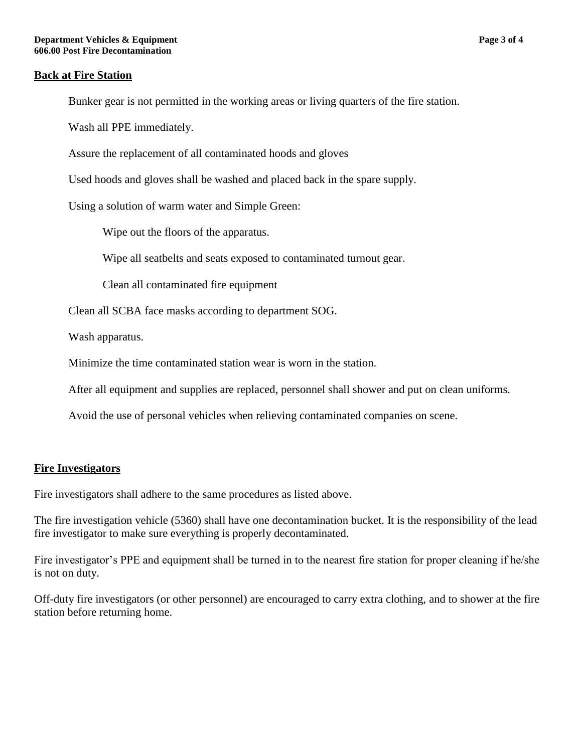## Back at Fire Station

Bunker gear is not permitted in the working areas or living quarters of the fire station.

Wash all PPE immediately.

Assure the replacement of all contaminated hoods and gloves

Used hoods and gloves shall be washed and placed back in the spare supply.

Using a solution of warm water and Simple Green:

- Wipe out the floors of the apparatus.
- Wipe all seatbelts and seats exposed to contaminated turnout gear.
- Clean all contaminated fire equipment

Clean all SCBA face masks according to department SOG.

Wash apparatus.

Minimize the time contaminated station wear is worn in the station.

After all equipment and supplies are replaced, personnel shall shower and put on clean uniforms.

Avoid the use of personal vehicles when relieving contaminated companies on scene.

## Fire Investigators

Fire investigators shall adhere to the same procedures as listed above.

The fire investigation vehicle (5360) shall have one decontamination bucket. It is the responsibility of the lead fire investigator to make sure everything is properly decontaminated.

Fire investigator's PPE and equipment shall be turned in to the nearest fire station for proper cleaning if he/she is not on duty.

Off-duty fire investigators (or other personnel) are encouraged to carry extra clothing, and to shower at the fire station before returning home.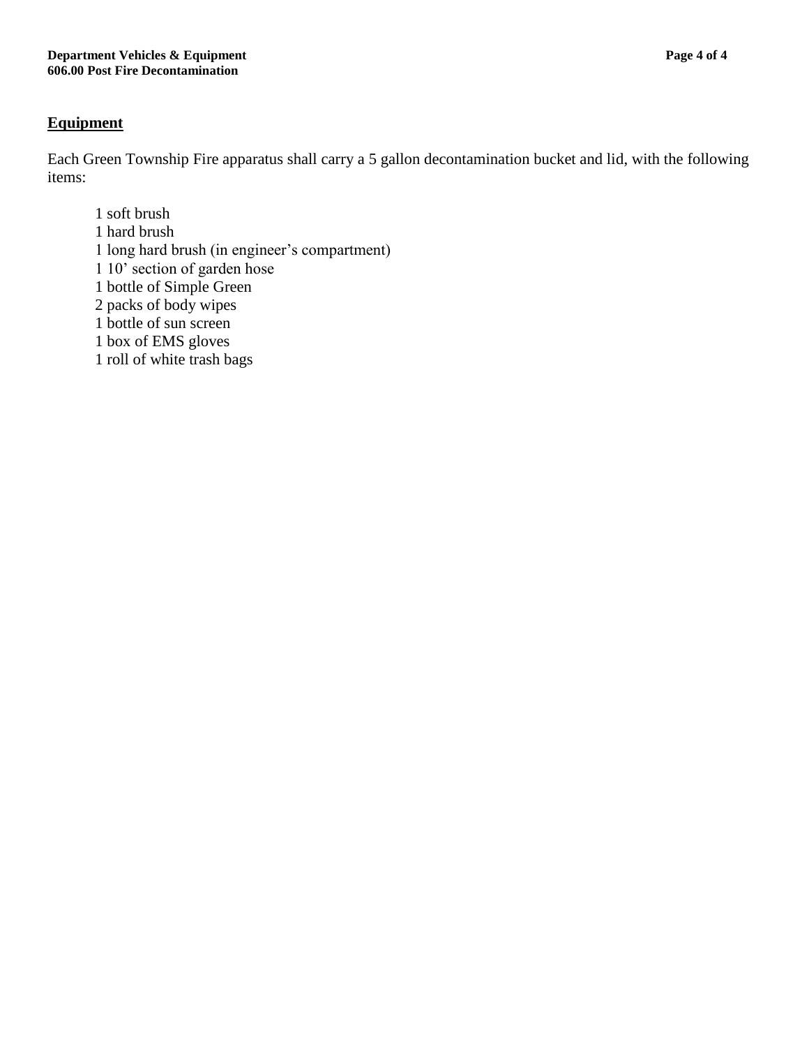## Equipment

Each Green Township Fire apparatus shall carry a 5 gallon decontamination bucket and lid, with the following items:

1 soft brush
1 hard brush
1 long hard brush (in engineer's compartment)
1 10' section of garden hose
1 bottle of Simple Green
2 packs of body wipes
1 bottle of sun screen
1 box of EMS gloves
1 roll of white trash bags